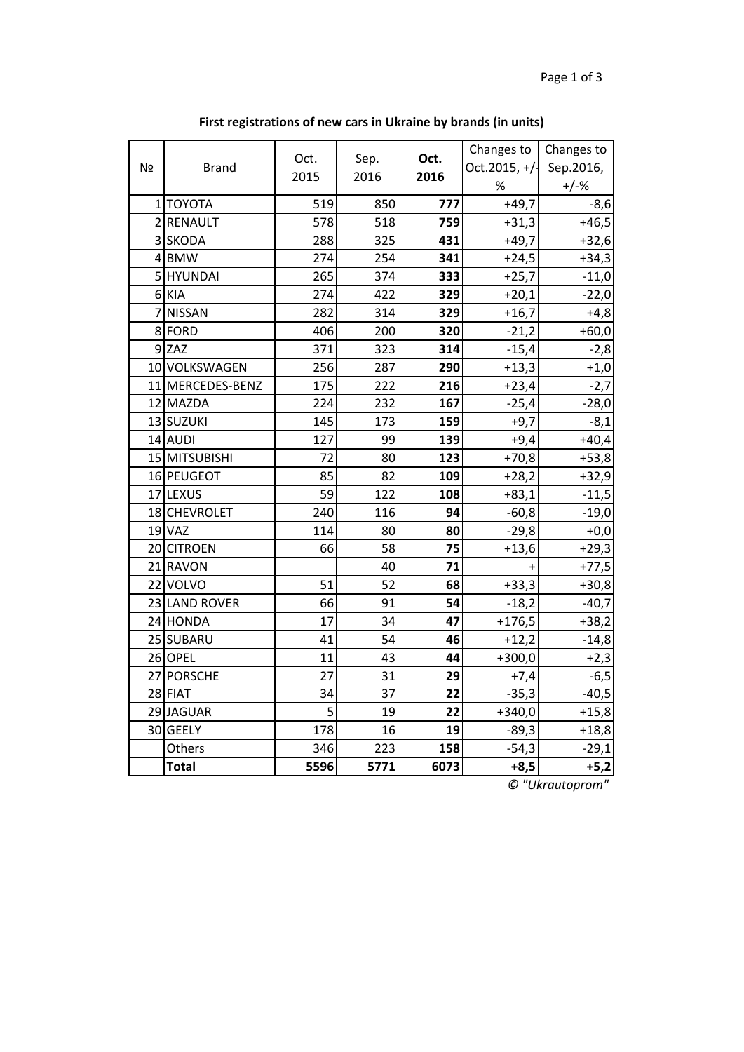**First registrations of new cars in Ukraine by brands (in units)**

| № | Brand | Oct. 2015 | Sep. 2016 | **Oct. 2016** | Changes to Oct.2015, +/-% | Changes to Sep.2016, +/-% |
|---|---|---|---|---|---|---|
| 1 | TOYOTA | 519 | 850 | **777** | +49,7 | -8,6 |
| 2 | RENAULT | 578 | 518 | **759** | +31,3 | +46,5 |
| 3 | SKODA | 288 | 325 | **431** | +49,7 | +32,6 |
| 4 | BMW | 274 | 254 | **341** | +24,5 | +34,3 |
| 5 | HYUNDAI | 265 | 374 | **333** | +25,7 | -11,0 |
| 6 | KIA | 274 | 422 | **329** | +20,1 | -22,0 |
| 7 | NISSAN | 282 | 314 | **329** | +16,7 | +4,8 |
| 8 | FORD | 406 | 200 | **320** | -21,2 | +60,0 |
| 9 | ZAZ | 371 | 323 | **314** | -15,4 | -2,8 |
| 10 | VOLKSWAGEN | 256 | 287 | **290** | +13,3 | +1,0 |
| 11 | MERCEDES-BENZ | 175 | 222 | **216** | +23,4 | -2,7 |
| 12 | MAZDA | 224 | 232 | **167** | -25,4 | -28,0 |
| 13 | SUZUKI | 145 | 173 | **159** | +9,7 | -8,1 |
| 14 | AUDI | 127 | 99 | **139** | +9,4 | +40,4 |
| 15 | MITSUBISHI | 72 | 80 | **123** | +70,8 | +53,8 |
| 16 | PEUGEOT | 85 | 82 | **109** | +28,2 | +32,9 |
| 17 | LEXUS | 59 | 122 | **108** | +83,1 | -11,5 |
| 18 | CHEVROLET | 240 | 116 | **94** | -60,8 | -19,0 |
| 19 | VAZ | 114 | 80 | **80** | -29,8 | +0,0 |
| 20 | CITROEN | 66 | 58 | **75** | +13,6 | +29,3 |
| 21 | RAVON | | 40 | **71** | + | +77,5 |
| 22 | VOLVO | 51 | 52 | **68** | +33,3 | +30,8 |
| 23 | LAND ROVER | 66 | 91 | **54** | -18,2 | -40,7 |
| 24 | HONDA | 17 | 34 | **47** | +176,5 | +38,2 |
| 25 | SUBARU | 41 | 54 | **46** | +12,2 | -14,8 |
| 26 | OPEL | 11 | 43 | **44** | +300,0 | +2,3 |
| 27 | PORSCHE | 27 | 31 | **29** | +7,4 | -6,5 |
| 28 | FIAT | 34 | 37 | **22** | -35,3 | -40,5 |
| 29 | JAGUAR | 5 | 19 | **22** | +340,0 | +15,8 |
| 30 | GEELY | 178 | 16 | **19** | -89,3 | +18,8 |
| | Others | 346 | 223 | **158** | -54,3 | -29,1 |
| | **Total** | **5596** | **5771** | **6073** | **+8,5** | **+5,2** |

*© "Ukrautoprom"*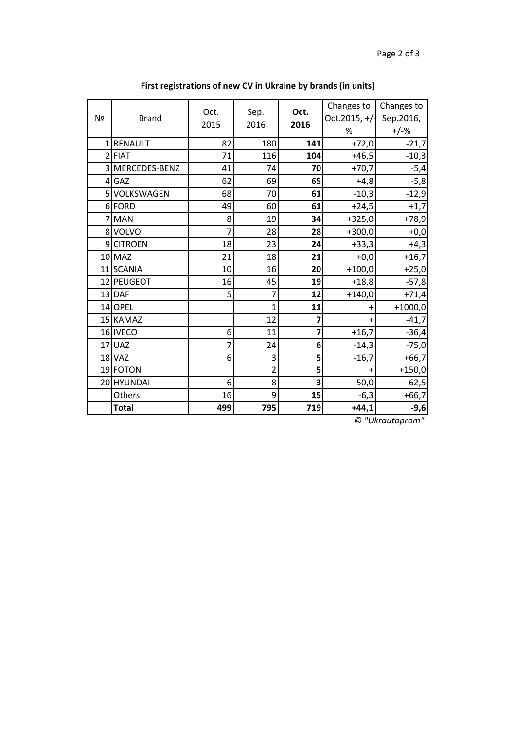**First registrations of new CV in Ukraine by brands (in units)**

| № | Brand | Oct. 2015 | Sep. 2016 | **Oct. 2016** | Changes to Oct.2015, +/-% | Changes to Sep.2016, +/-% |
|---|---|---|---|---|---|---|
| 1 | RENAULT | 82 | 180 | **141** | +72,0 | -21,7 |
| 2 | FIAT | 71 | 116 | **104** | +46,5 | -10,3 |
| 3 | MERCEDES-BENZ | 41 | 74 | **70** | +70,7 | -5,4 |
| 4 | GAZ | 62 | 69 | **65** | +4,8 | -5,8 |
| 5 | VOLKSWAGEN | 68 | 70 | **61** | -10,3 | -12,9 |
| 6 | FORD | 49 | 60 | **61** | +24,5 | +1,7 |
| 7 | MAN | 8 | 19 | **34** | +325,0 | +78,9 |
| 8 | VOLVO | 7 | 28 | **28** | +300,0 | +0,0 |
| 9 | CITROEN | 18 | 23 | **24** | +33,3 | +4,3 |
| 10 | MAZ | 21 | 18 | **21** | +0,0 | +16,7 |
| 11 | SCANIA | 10 | 16 | **20** | +100,0 | +25,0 |
| 12 | PEUGEOT | 16 | 45 | **19** | +18,8 | -57,8 |
| 13 | DAF | 5 | 7 | **12** | +140,0 | +71,4 |
| 14 | OPEL | | 1 | **11** | + | +1000,0 |
| 15 | KAMAZ | | 12 | **7** | + | -41,7 |
| 16 | IVECO | 6 | 11 | **7** | +16,7 | -36,4 |
| 17 | UAZ | 7 | 24 | **6** | -14,3 | -75,0 |
| 18 | VAZ | 6 | 3 | **5** | -16,7 | +66,7 |
| 19 | FOTON | | 2 | **5** | + | +150,0 |
| 20 | HYUNDAI | 6 | 8 | **3** | -50,0 | -62,5 |
| | Others | 16 | 9 | **15** | -6,3 | +66,7 |
| | **Total** | **499** | **795** | **719** | **+44,1** | **-9,6** |

*© "Ukrautoprom"*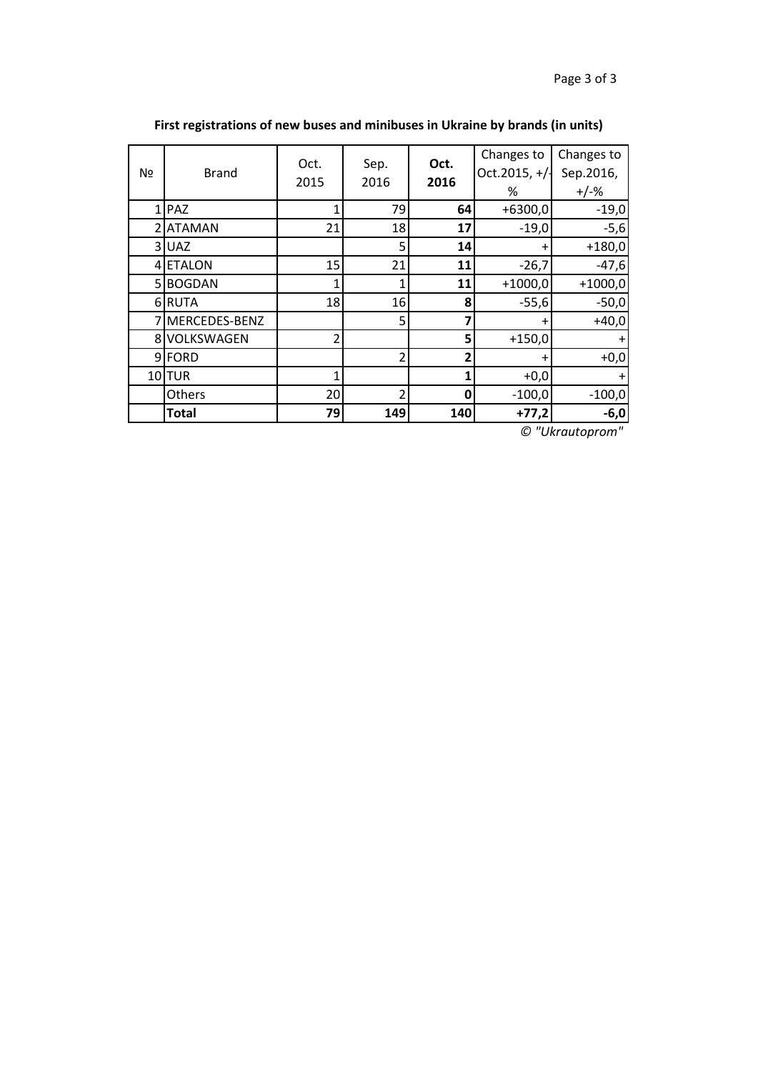**First registrations of new buses and minibuses in Ukraine by brands (in units)**

| № | Brand | Oct. 2015 | Sep. 2016 | **Oct. 2016** | Changes to Oct.2015, +/-% | Changes to Sep.2016, +/-% |
|---|---|---|---|---|---|---|
| 1 | PAZ | 1 | 79 | **64** | +6300,0 | -19,0 |
| 2 | ATAMAN | 21 | 18 | **17** | -19,0 | -5,6 |
| 3 | UAZ | | 5 | **14** | + | +180,0 |
| 4 | ETALON | 15 | 21 | **11** | -26,7 | -47,6 |
| 5 | BOGDAN | 1 | 1 | **11** | +1000,0 | +1000,0 |
| 6 | RUTA | 18 | 16 | **8** | -55,6 | -50,0 |
| 7 | MERCEDES-BENZ | | 5 | **7** | + | +40,0 |
| 8 | VOLKSWAGEN | 2 | | **5** | +150,0 | + |
| 9 | FORD | | 2 | **2** | + | +0,0 |
| 10 | TUR | 1 | | **1** | +0,0 | + |
| | Others | 20 | 2 | **0** | -100,0 | -100,0 |
| | **Total** | **79** | **149** | **140** | **+77,2** | **-6,0** |

*© "Ukrautoprom"*